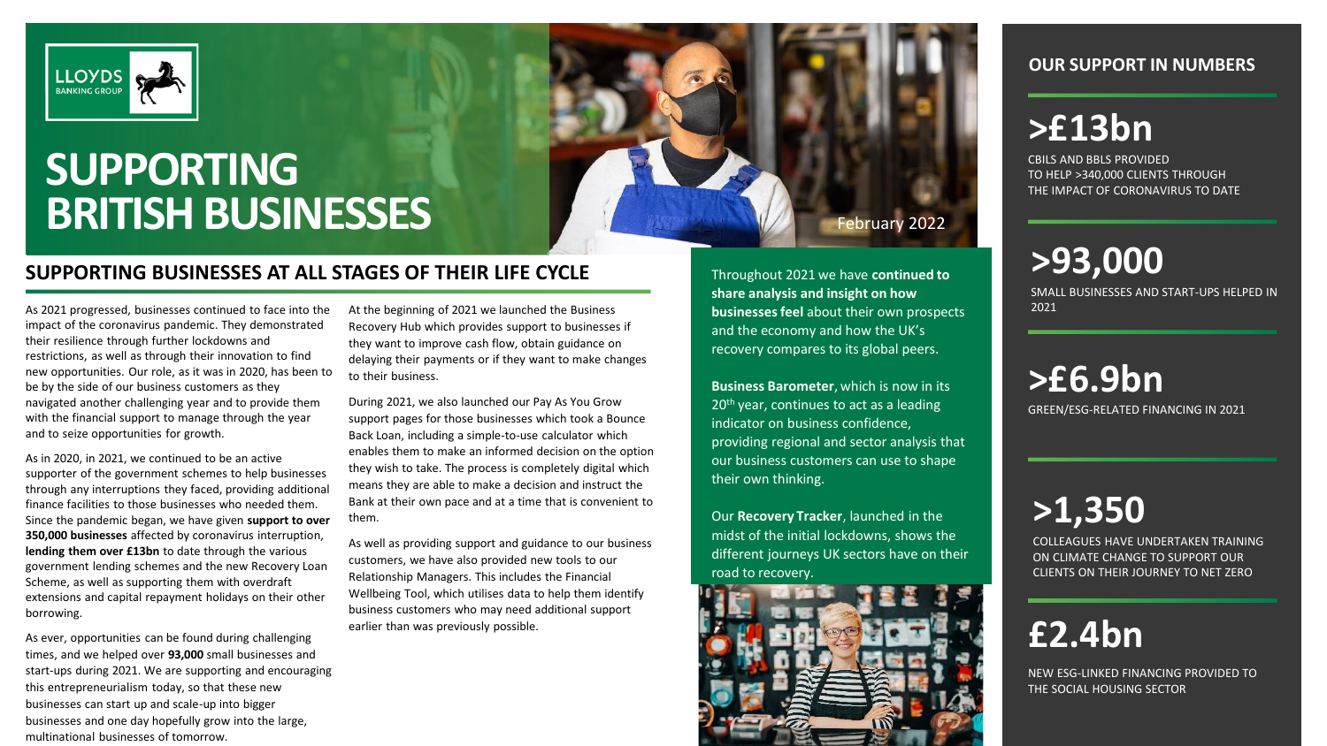# SUPPORTING BRITISH BUSINESSES

February 2022

## SUPPORTING BUSINESSES AT ALL STAGES OF THEIR LIFE CYCLE

As 2021 progressed, businesses continued to face into the impact of the coronavirus pandemic. They demonstrated their resilience through further lockdowns and restrictions, as well as through their innovation to find new opportunities. Our role, as it was in 2020, has been to be by the side of our business customers as they navigated another challenging year and to provide them with the financial support to manage through the year and to seize opportunities for growth.

As in 2020, in 2021, we continued to be an active supporter of the government schemes to help businesses through any interruptions they faced, providing additional finance facilities to those businesses who needed them. Since the pandemic began, we have given **support to over 350,000 businesses** affected by coronavirus interruption, **lending them over £13bn** to date through the various government lending schemes and the new Recovery Loan Scheme, as well as supporting them with overdraft extensions and capital repayment holidays on their other borrowing.

As ever, opportunities can be found during challenging times, and we helped over **93,000** small businesses and start-ups during 2021. We are supporting and encouraging this entrepreneurialism today, so that these new businesses can start up and scale-up into bigger businesses and one day hopefully grow into the large, multinational businesses of tomorrow.

At the beginning of 2021 we launched the Business Recovery Hub which provides support to businesses if they want to improve cash flow, obtain guidance on delaying their payments or if they want to make changes to their business.

During 2021, we also launched our Pay As You Grow support pages for those businesses which took a Bounce Back Loan, including a simple-to-use calculator which enables them to make an informed decision on the option they wish to take. The process is completely digital which means they are able to make a decision and instruct the Bank at their own pace and at a time that is convenient to them.

As well as providing support and guidance to our business customers, we have also provided new tools to our Relationship Managers. This includes the Financial Wellbeing Tool, which utilises data to help them identify business customers who may need additional support earlier than was previously possible.

Throughout 2021 we have **continued to share analysis and insight on how businesses feel** about their own prospects and the economy and how the UK's recovery compares to its global peers.

**Business Barometer**, which is now in its 20th year, continues to act as a leading indicator on business confidence, providing regional and sector analysis that our business customers can use to shape their own thinking.

Our **Recovery Tracker**, launched in the midst of the initial lockdowns, shows the different journeys UK sectors have on their road to recovery.

## OUR SUPPORT IN NUMBERS

**>£13bn**
CBILS AND BBLS PROVIDED TO HELP >340,000 CLIENTS THROUGH THE IMPACT OF CORONAVIRUS TO DATE

**>93,000**
SMALL BUSINESSES AND START-UPS HELPED IN 2021

**>£6.9bn**
GREEN/ESG-RELATED FINANCING IN 2021

**>1,350**
COLLEAGUES HAVE UNDERTAKEN TRAINING ON CLIMATE CHANGE TO SUPPORT OUR CLIENTS ON THEIR JOURNEY TO NET ZERO

**£2.4bn**
NEW ESG-LINKED FINANCING PROVIDED TO THE SOCIAL HOUSING SECTOR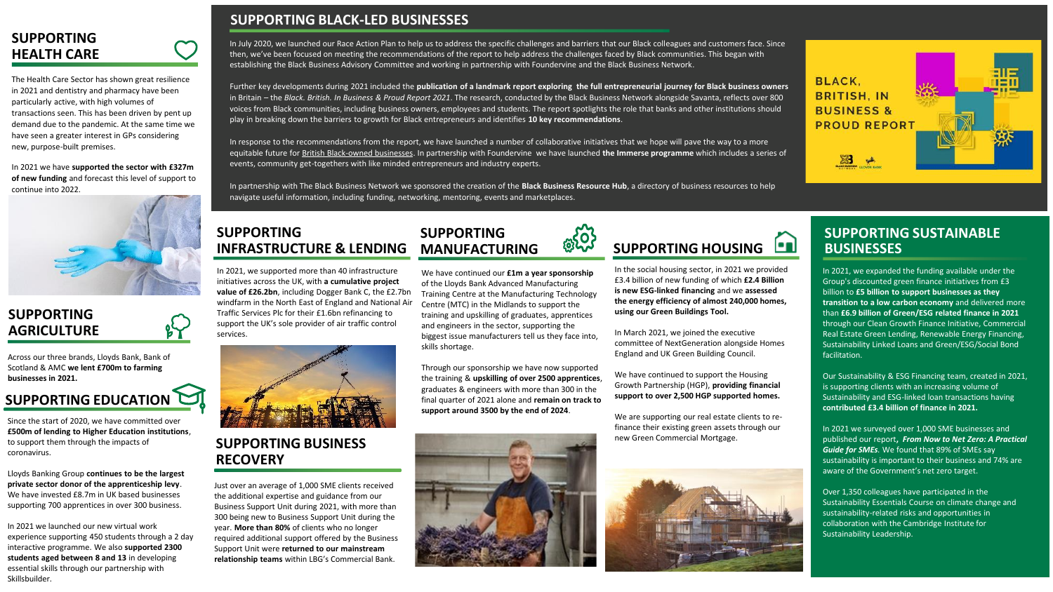## SUPPORTING HEALTH CARE

The Health Care Sector has shown great resilience in 2021 and dentistry and pharmacy have been particularly active, with high volumes of transactions seen. This has been driven by pent up demand due to the pandemic. At the same time we have seen a greater interest in GPs considering new, purpose-built premises.

In 2021 we have **supported the sector with £327m of new funding** and forecast this level of support to continue into 2022.

## SUPPORTING AGRICULTURE

Across our three brands, Lloyds Bank, Bank of Scotland & AMC **we lent £700m to farming businesses in 2021.**

## SUPPORTING EDUCATION

Since the start of 2020, we have committed over **£500m of lending to Higher Education institutions**, to support them through the impacts of coronavirus.

Lloyds Banking Group **continues to be the largest private sector donor of the apprenticeship levy**. We have invested £8.7m in UK based businesses supporting 700 apprentices in over 300 business.

In 2021 we launched our new virtual work experience supporting 450 students through a 2 day interactive programme. We also **supported 2300 students aged between 8 and 13** in developing essential skills through our partnership with Skillsbuilder.

## SUPPORTING BLACK-LED BUSINESSES

In July 2020, we launched our Race Action Plan to help us to address the specific challenges and barriers that our Black colleagues and customers face. Since then, we've been focused on meeting the recommendations of the report to help address the challenges faced by Black communities. This began with establishing the Black Business Advisory Committee and working in partnership with Foundervine and the Black Business Network.

Further key developments during 2021 included the **publication of a landmark report exploring the full entrepreneurial journey for Black business owners** in Britain – the *Black. British. In Business & Proud Report 2021*. The research, conducted by the Black Business Network alongside Savanta, reflects over 800 voices from Black communities, including business owners, employees and students. The report spotlights the role that banks and other institutions should play in breaking down the barriers to growth for Black entrepreneurs and identifies **10 key recommendations**.

In response to the recommendations from the report, we have launched a number of collaborative initiatives that we hope will pave the way to a more equitable future for British Black-owned businesses. In partnership with Foundervine we have launched **the Immerse programme** which includes a series of events, community get-togethers with like minded entrepreneurs and industry experts.

In partnership with The Black Business Network we sponsored the creation of the **Black Business Resource Hub**, a directory of business resources to help navigate useful information, including funding, networking, mentoring, events and marketplaces.

BLACK, BRITISH, IN BUSINESS & PROUD REPORT

## SUPPORTING INFRASTRUCTURE & LENDING

In 2021, we supported more than 40 infrastructure initiatives across the UK, with **a cumulative project value of £26.2bn**, including Dogger Bank C, the £2.7bn windfarm in the North East of England and National Air Traffic Services Plc for their £1.6bn refinancing to support the UK's sole provider of air traffic control services.

## SUPPORTING BUSINESS RECOVERY

Just over an average of 1,000 SME clients received the additional expertise and guidance from our Business Support Unit during 2021, with more than 300 being new to Business Support Unit during the year. **More than 80%** of clients who no longer required additional support offered by the Business Support Unit were **returned to our mainstream relationship teams** within LBG's Commercial Bank.

## SUPPORTING MANUFACTURING

We have continued our **£1m a year sponsorship** of the Lloyds Bank Advanced Manufacturing Training Centre at the Manufacturing Technology Centre (MTC) in the Midlands to support the training and upskilling of graduates, apprentices and engineers in the sector, supporting the biggest issue manufacturers tell us they face into, skills shortage.

Through our sponsorship we have now supported the training & **upskilling of over 2500 apprentices**, graduates & engineers with more than 300 in the final quarter of 2021 alone and **remain on track to support around 3500 by the end of 2024**.

## SUPPORTING HOUSING

In the social housing sector, in 2021 we provided £3.4 billion of new funding of which **£2.4 Billion is new ESG-linked financing** and we **assessed the energy efficiency of almost 240,000 homes, using our Green Buildings Tool.**

In March 2021, we joined the executive committee of NextGeneration alongside Homes England and UK Green Building Council.

We have continued to support the Housing Growth Partnership (HGP), **providing financial support to over 2,500 HGP supported homes.**

We are supporting our real estate clients to re-finance their existing green assets through our new Green Commercial Mortgage.

## SUPPORTING SUSTAINABLE BUSINESSES

In 2021, we expanded the funding available under the Group's discounted green finance initiatives from £3 billion to **£5 billion to support businesses as they transition to a low carbon economy** and delivered more than **£6.9 billion of Green/ESG related finance in 2021** through our Clean Growth Finance Initiative, Commercial Real Estate Green Lending, Renewable Energy Financing, Sustainability Linked Loans and Green/ESG/Social Bond facilitation.

Our Sustainability & ESG Financing team, created in 2021, is supporting clients with an increasing volume of Sustainability and ESG-linked loan transactions having **contributed £3.4 billion of finance in 2021.**

In 2021 we surveyed over 1,000 SME businesses and published our report, ***From Now to Net Zero: A Practical Guide for SMEs***. We found that 89% of SMEs say sustainability is important to their business and 74% are aware of the Government's net zero target.

Over 1,350 colleagues have participated in the Sustainability Essentials Course on climate change and sustainability-related risks and opportunities in collaboration with the Cambridge Institute for Sustainability Leadership.